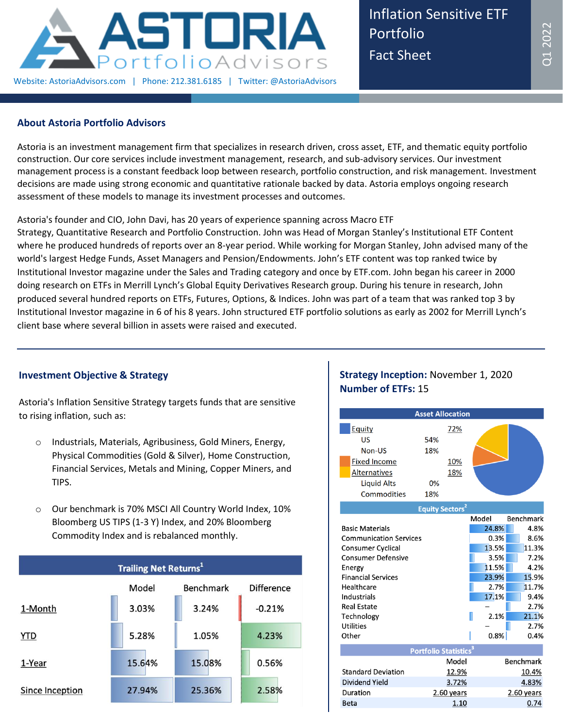# Astoria Portfolio Advisors

Website: AstoriaAdvisors.com | Phone: 212.381.6185 | Twitter: @AstoriaAdvisors

## Inflation Sensitive ETF Portfolio Fact Sheet

Q1 2022

## About Astoria Portfolio Advisors

Astoria is an investment management firm that specializes in research driven, cross asset, ETF, and thematic equity portfolio construction. Our core services include investment management, research, and sub-advisory services. Our investment management process is a constant feedback loop between research, portfolio construction, and risk management. Investment decisions are made using strong economic and quantitative rationale backed by data. Astoria employs ongoing research assessment of these models to manage its investment processes and outcomes.

Astoria's founder and CIO, John Davi, has 20 years of experience spanning across Macro ETF Strategy, Quantitative Research and Portfolio Construction. John was Head of Morgan Stanley's Institutional ETF Content where he produced hundreds of reports over an 8-year period. While working for Morgan Stanley, John advised many of the world's largest Hedge Funds, Asset Managers and Pension/Endowments. John's ETF content was top ranked twice by Institutional Investor magazine under the Sales and Trading category and once by ETF.com. John began his career in 2000 doing research on ETFs in Merrill Lynch's Global Equity Derivatives Research group. During his tenure in research, John produced several hundred reports on ETFs, Futures, Options, & Indices. John was part of a team that was ranked top 3 by Institutional Investor magazine in 6 of his 8 years. John structured ETF portfolio solutions as early as 2002 for Merrill Lynch's client base where several billion in assets were raised and executed.

## Investment Objective & Strategy

Astoria's Inflation Sensitive Strategy targets funds that are sensitive to rising inflation, such as:

- Industrials, Materials, Agribusiness, Gold Miners, Energy, Physical Commodities (Gold & Silver), Home Construction, Financial Services, Metals and Mining, Copper Miners, and TIPS.
- Our benchmark is 70% MSCI All Country World Index, 10% Bloomberg US TIPS (1-3 Y) Index, and 20% Bloomberg Commodity Index and is rebalanced monthly.

**Trailing Net Returns[1]**

| | Model | Benchmark | Difference |
|---|---|---|---|
| 1-Month | 3.03% | 3.24% | -0.21% |
| YTD | 5.28% | 1.05% | 4.23% |
| 1-Year | 15.64% | 15.08% | 0.56% |
| Since Inception | 27.94% | 25.36% | 2.58% |

**Strategy Inception:** November 1, 2020

**Number of ETFs:** 15

**Asset Allocation**

| Asset Class | | Total |
|---|---|---|
| Equity | | 72% |
| US | 54% | |
| Non-US | 18% | |
| Fixed Income | | 10% |
| Alternatives | | 18% |
| Liquid Alts | 0% | |
| Commodities | 18% | |

**Equity Sectors[2]**

| Sector | Model | Benchmark |
|---|---|---|
| Basic Materials | 24.8% | 4.8% |
| Communication Services | 0.3% | 8.6% |
| Consumer Cyclical | 13.5% | 11.3% |
| Consumer Defensive | 3.5% | 7.2% |
| Energy | 11.5% | 4.2% |
| Financial Services | 23.9% | 15.9% |
| Healthcare | 2.7% | 11.7% |
| Industrials | 17.1% | 9.4% |
| Real Estate | – | 2.7% |
| Technology | 2.1% | 21.1% |
| Utilities | – | 2.7% |
| Other | 0.8% | 0.4% |

**Portfolio Statistics[3]**

| | Model | Benchmark |
|---|---|---|
| Standard Deviation | 12.9% | 10.4% |
| Dividend Yield | 3.72% | 4.83% |
| Duration | 2.60 years | 2.60 years |
| Beta | 1.10 | 0.74 |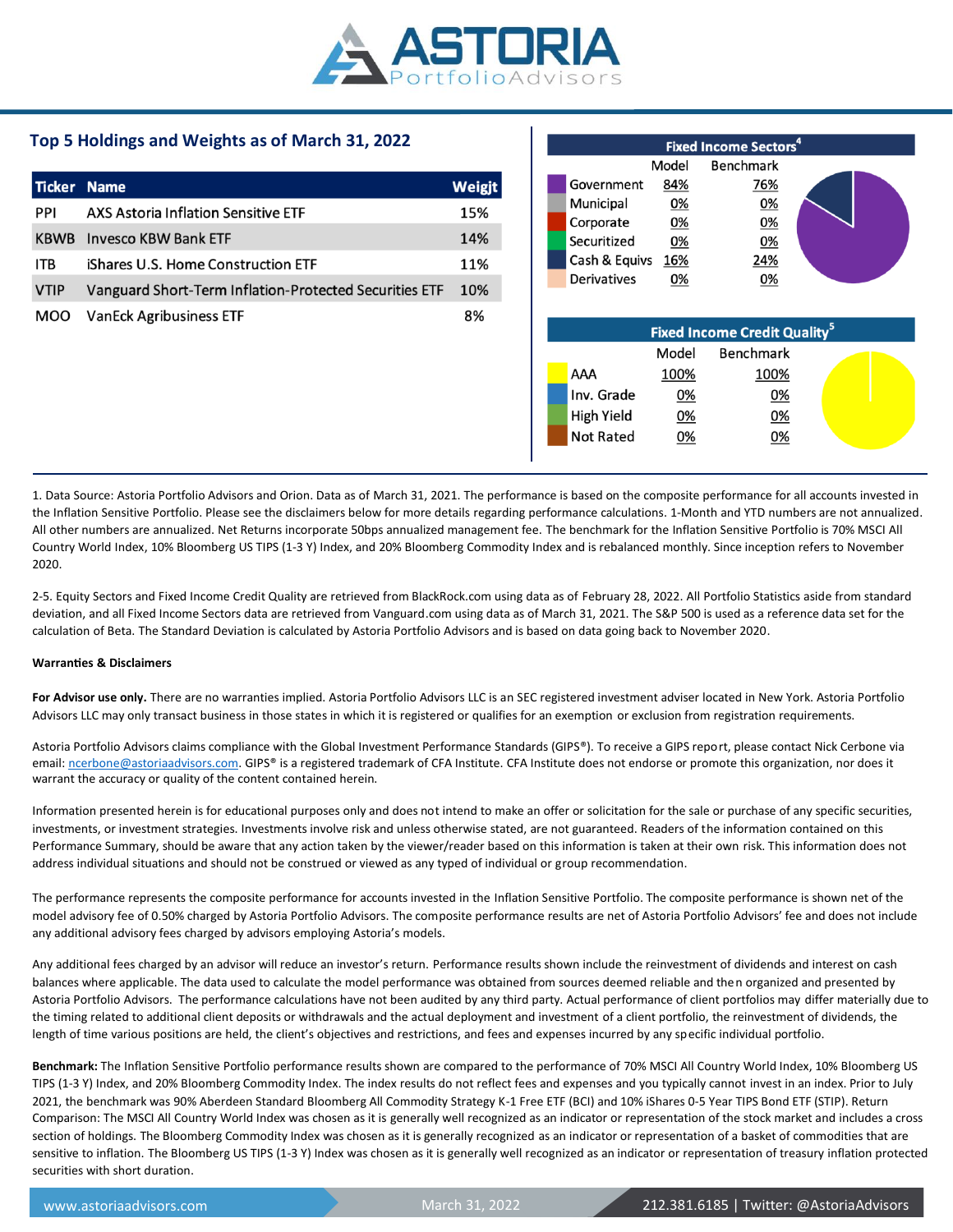## Top 5 Holdings and Weights as of March 31, 2022

| Ticker | Name | Weigjt |
|---|---|---|
| PPI | AXS Astoria Inflation Sensitive ETF | 15% |
| KBWB | Invesco KBW Bank ETF | 14% |
| ITB | iShares U.S. Home Construction ETF | 11% |
| VTIP | Vanguard Short-Term Inflation-Protected Securities ETF | 10% |
| MOO | VanEck Agribusiness ETF | 8% |

### Fixed Income Sectors[4]

| | Model | Benchmark |
|---|---|---|
| Government | 84% | 76% |
| Municipal | 0% | 0% |
| Corporate | 0% | 0% |
| Securitized | 0% | 0% |
| Cash & Equivs | 16% | 24% |
| Derivatives | 0% | 0% |

### Fixed Income Credit Quality[5]

| | Model | Benchmark |
|---|---|---|
| AAA | 100% | 100% |
| Inv. Grade | 0% | 0% |
| High Yield | 0% | 0% |
| Not Rated | 0% | 0% |

1. Data Source: Astoria Portfolio Advisors and Orion. Data as of March 31, 2021. The performance is based on the composite performance for all accounts invested in the Inflation Sensitive Portfolio. Please see the disclaimers below for more details regarding performance calculations. 1-Month and YTD numbers are not annualized. All other numbers are annualized. Net Returns incorporate 50bps annualized management fee. The benchmark for the Inflation Sensitive Portfolio is 70% MSCI All Country World Index, 10% Bloomberg US TIPS (1-3 Y) Index, and 20% Bloomberg Commodity Index and is rebalanced monthly. Since inception refers to November 2020.

2-5. Equity Sectors and Fixed Income Credit Quality are retrieved from BlackRock.com using data as of February 28, 2022. All Portfolio Statistics aside from standard deviation, and all Fixed Income Sectors data are retrieved from Vanguard.com using data as of March 31, 2021. The S&P 500 is used as a reference data set for the calculation of Beta. The Standard Deviation is calculated by Astoria Portfolio Advisors and is based on data going back to November 2020.

**Warranties & Disclaimers**

**For Advisor use only.** There are no warranties implied. Astoria Portfolio Advisors LLC is an SEC registered investment adviser located in New York. Astoria Portfolio Advisors LLC may only transact business in those states in which it is registered or qualifies for an exemption or exclusion from registration requirements.

Astoria Portfolio Advisors claims compliance with the Global Investment Performance Standards (GIPS®). To receive a GIPS report, please contact Nick Cerbone via email: ncerbone@astoriaadvisors.com. GIPS® is a registered trademark of CFA Institute. CFA Institute does not endorse or promote this organization, nor does it warrant the accuracy or quality of the content contained herein.

Information presented herein is for educational purposes only and does not intend to make an offer or solicitation for the sale or purchase of any specific securities, investments, or investment strategies. Investments involve risk and unless otherwise stated, are not guaranteed. Readers of the information contained on this Performance Summary, should be aware that any action taken by the viewer/reader based on this information is taken at their own risk. This information does not address individual situations and should not be construed or viewed as any typed of individual or group recommendation.

The performance represents the composite performance for accounts invested in the Inflation Sensitive Portfolio. The composite performance is shown net of the model advisory fee of 0.50% charged by Astoria Portfolio Advisors. The composite performance results are net of Astoria Portfolio Advisors' fee and does not include any additional advisory fees charged by advisors employing Astoria's models.

Any additional fees charged by an advisor will reduce an investor's return. Performance results shown include the reinvestment of dividends and interest on cash balances where applicable. The data used to calculate the model performance was obtained from sources deemed reliable and then organized and presented by Astoria Portfolio Advisors. The performance calculations have not been audited by any third party. Actual performance of client portfolios may differ materially due to the timing related to additional client deposits or withdrawals and the actual deployment and investment of a client portfolio, the reinvestment of dividends, the length of time various positions are held, the client's objectives and restrictions, and fees and expenses incurred by any specific individual portfolio.

**Benchmark:** The Inflation Sensitive Portfolio performance results shown are compared to the performance of 70% MSCI All Country World Index, 10% Bloomberg US TIPS (1-3 Y) Index, and 20% Bloomberg Commodity Index. The index results do not reflect fees and expenses and you typically cannot invest in an index. Prior to July 2021, the benchmark was 90% Aberdeen Standard Bloomberg All Commodity Strategy K-1 Free ETF (BCI) and 10% iShares 0-5 Year TIPS Bond ETF (STIP). Return Comparison: The MSCI All Country World Index was chosen as it is generally well recognized as an indicator or representation of the stock market and includes a cross section of holdings. The Bloomberg Commodity Index was chosen as it is generally recognized as an indicator or representation of a basket of commodities that are sensitive to inflation. The Bloomberg US TIPS (1-3 Y) Index was chosen as it is generally well recognized as an indicator or representation of treasury inflation protected securities with short duration.

www.astoriaadvisors.com | March 31, 2022 | 212.381.6185 | Twitter: @AstoriaAdvisors